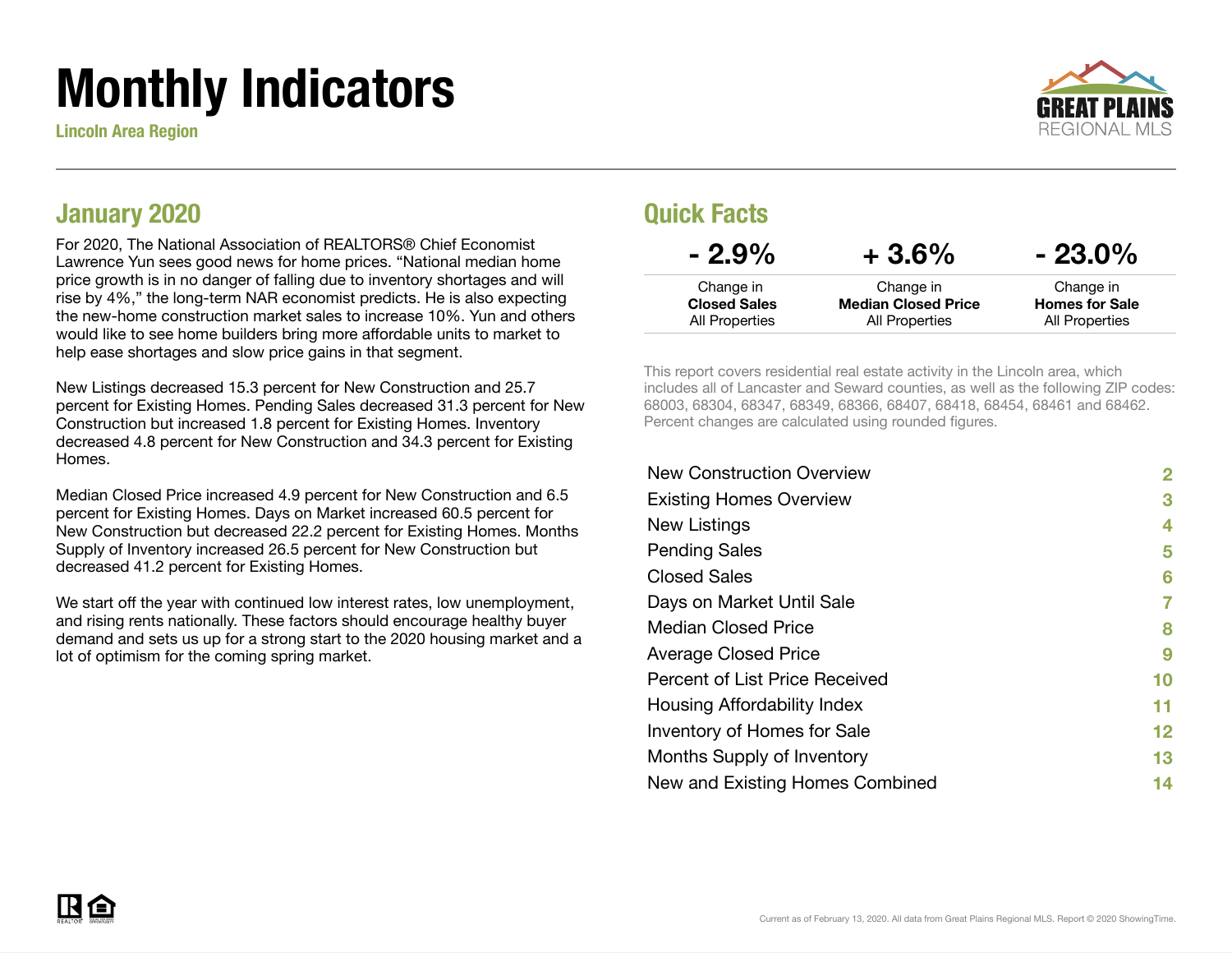# Monthly Indicators

**Lincoln Area Region**

GREAT PLAINS REGIONAL MLS

## January 2020

For 2020, The National Association of REALTORS® Chief Economist Lawrence Yun sees good news for home prices. “National median home price growth is in no danger of falling due to inventory shortages and will rise by 4%,” the long-term NAR economist predicts. He is also expecting the new-home construction market sales to increase 10%. Yun and others would like to see home builders bring more affordable units to market to help ease shortages and slow price gains in that segment.

New Listings decreased 15.3 percent for New Construction and 25.7 percent for Existing Homes. Pending Sales decreased 31.3 percent for New Construction but increased 1.8 percent for Existing Homes. Inventory decreased 4.8 percent for New Construction and 34.3 percent for Existing Homes.

Median Closed Price increased 4.9 percent for New Construction and 6.5 percent for Existing Homes. Days on Market increased 60.5 percent for New Construction but decreased 22.2 percent for Existing Homes. Months Supply of Inventory increased 26.5 percent for New Construction but decreased 41.2 percent for Existing Homes.

We start off the year with continued low interest rates, low unemployment, and rising rents nationally. These factors should encourage healthy buyer demand and sets us up for a strong start to the 2020 housing market and a lot of optimism for the coming spring market.

## Quick Facts

| - 2.9% | + 3.6% | - 23.0% |
|---|---|---|
| Change in **Closed Sales** All Properties | Change in **Median Closed Price** All Properties | Change in **Homes for Sale** All Properties |

This report covers residential real estate activity in the Lincoln area, which includes all of Lancaster and Seward counties, as well as the following ZIP codes: 68003, 68304, 68347, 68349, 68366, 68407, 68418, 68454, 68461 and 68462. Percent changes are calculated using rounded figures.

| | |
|---|---|
| New Construction Overview | 2 |
| Existing Homes Overview | 3 |
| New Listings | 4 |
| Pending Sales | 5 |
| Closed Sales | 6 |
| Days on Market Until Sale | 7 |
| Median Closed Price | 8 |
| Average Closed Price | 9 |
| Percent of List Price Received | 10 |
| Housing Affordability Index | 11 |
| Inventory of Homes for Sale | 12 |
| Months Supply of Inventory | 13 |
| New and Existing Homes Combined | 14 |

Current as of February 13, 2020. All data from Great Plains Regional MLS. Report © 2020 ShowingTime.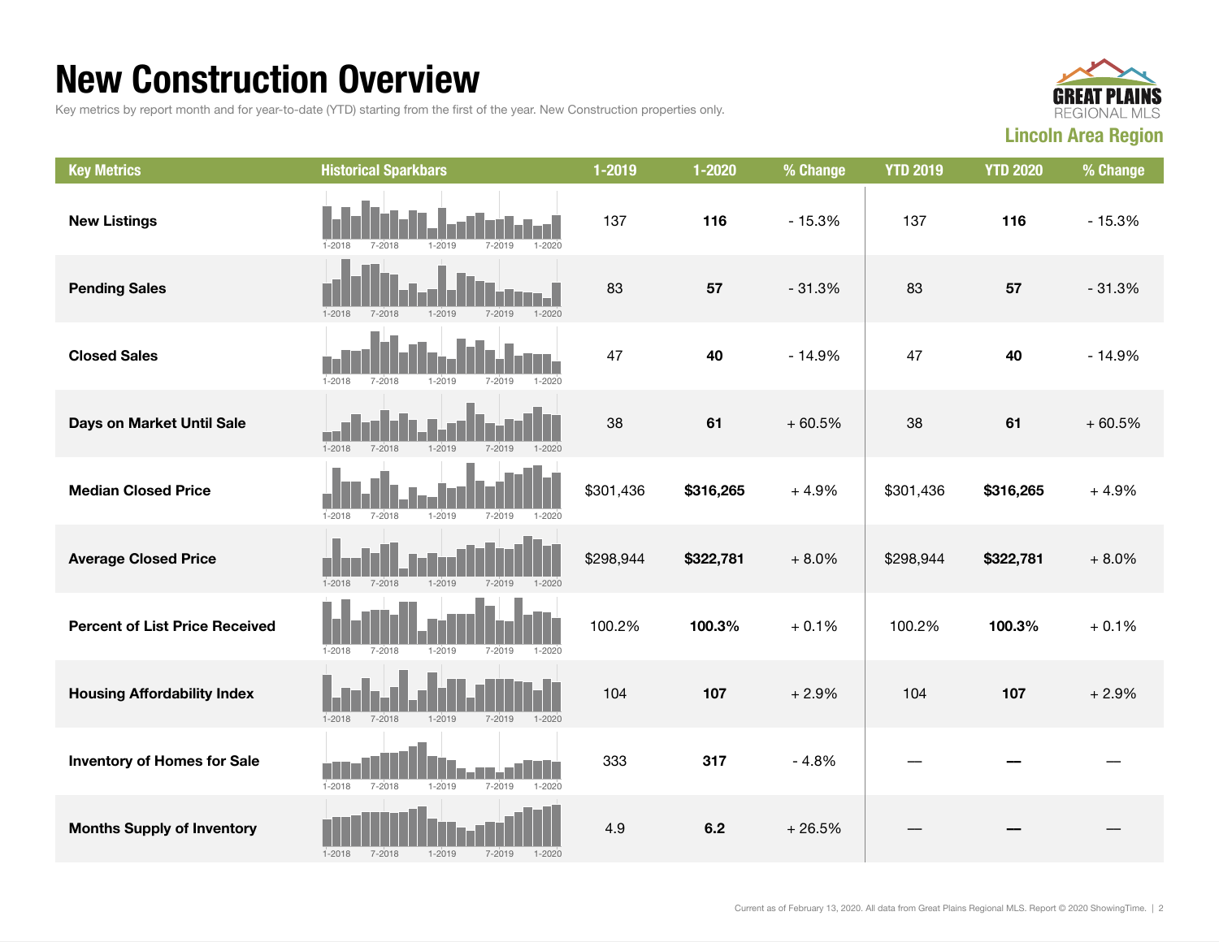# New Construction Overview

Key metrics by report month and for year-to-date (YTD) starting from the first of the year. New Construction properties only.

**GREAT PLAINS REGIONAL MLS**

**Lincoln Area Region**

| Key Metrics | Historical Sparkbars | 1-2019 | 1-2020 | % Change | YTD 2019 | YTD 2020 | % Change |
|---|---|---|---|---|---|---|---|
| **New Listings** | 1-2018 7-2018 1-2019 7-2019 1-2020 | 137 | **116** | - 15.3% | 137 | **116** | - 15.3% |
| **Pending Sales** | 1-2018 7-2018 1-2019 7-2019 1-2020 | 83 | **57** | - 31.3% | 83 | **57** | - 31.3% |
| **Closed Sales** | 1-2018 7-2018 1-2019 7-2019 1-2020 | 47 | **40** | - 14.9% | 47 | **40** | - 14.9% |
| **Days on Market Until Sale** | 1-2018 7-2018 1-2019 7-2019 1-2020 | 38 | **61** | + 60.5% | 38 | **61** | + 60.5% |
| **Median Closed Price** | 1-2018 7-2018 1-2019 7-2019 1-2020 | $301,436 | **$316,265** | + 4.9% | $301,436 | **$316,265** | + 4.9% |
| **Average Closed Price** | 1-2018 7-2018 1-2019 7-2019 1-2020 | $298,944 | **$322,781** | + 8.0% | $298,944 | **$322,781** | + 8.0% |
| **Percent of List Price Received** | 1-2018 7-2018 1-2019 7-2019 1-2020 | 100.2% | **100.3%** | + 0.1% | 100.2% | **100.3%** | + 0.1% |
| **Housing Affordability Index** | 1-2018 7-2018 1-2019 7-2019 1-2020 | 104 | **107** | + 2.9% | 104 | **107** | + 2.9% |
| **Inventory of Homes for Sale** | 1-2018 7-2018 1-2019 7-2019 1-2020 | 333 | **317** | - 4.8% | — | **—** | — |
| **Months Supply of Inventory** | 1-2018 7-2018 1-2019 7-2019 1-2020 | 4.9 | **6.2** | + 26.5% | — | **—** | — |

Current as of February 13, 2020. All data from Great Plains Regional MLS. Report © 2020 ShowingTime.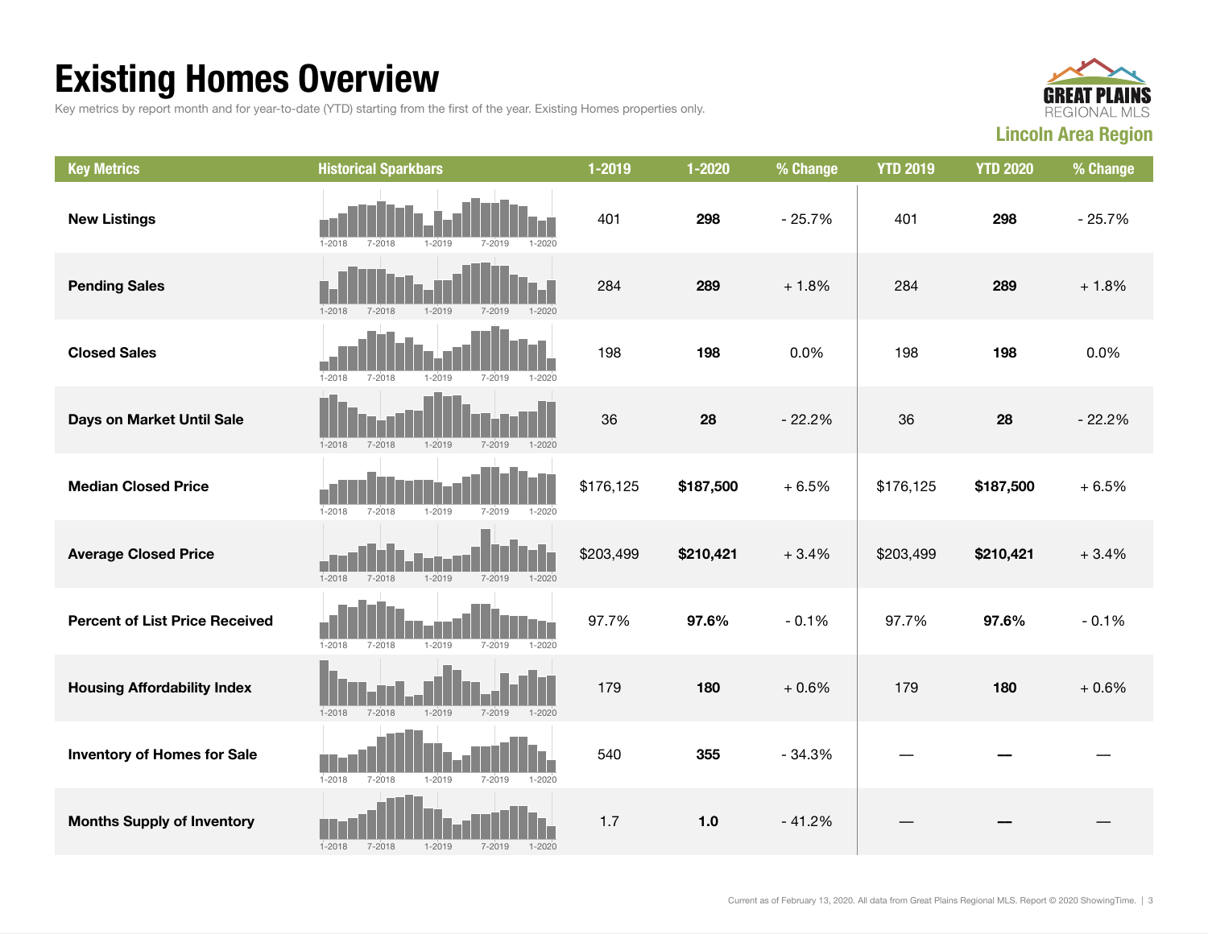# Existing Homes Overview

Key metrics by report month and for year-to-date (YTD) starting from the first of the year. Existing Homes properties only.

**GREAT PLAINS REGIONAL MLS**

**Lincoln Area Region**

| Key Metrics | Historical Sparkbars | 1-2019 | 1-2020 | % Change | YTD 2019 | YTD 2020 | % Change |
|---|---|---|---|---|---|---|---|
| **New Listings** | 1-2018 7-2018 1-2019 7-2019 1-2020 | 401 | **298** | - 25.7% | 401 | **298** | - 25.7% |
| **Pending Sales** | 1-2018 7-2018 1-2019 7-2019 1-2020 | 284 | **289** | + 1.8% | 284 | **289** | + 1.8% |
| **Closed Sales** | 1-2018 7-2018 1-2019 7-2019 1-2020 | 198 | **198** | 0.0% | 198 | **198** | 0.0% |
| **Days on Market Until Sale** | 1-2018 7-2018 1-2019 7-2019 1-2020 | 36 | **28** | - 22.2% | 36 | **28** | - 22.2% |
| **Median Closed Price** | 1-2018 7-2018 1-2019 7-2019 1-2020 | $176,125 | **$187,500** | + 6.5% | $176,125 | **$187,500** | + 6.5% |
| **Average Closed Price** | 1-2018 7-2018 1-2019 7-2019 1-2020 | $203,499 | **$210,421** | + 3.4% | $203,499 | **$210,421** | + 3.4% |
| **Percent of List Price Received** | 1-2018 7-2018 1-2019 7-2019 1-2020 | 97.7% | **97.6%** | - 0.1% | 97.7% | **97.6%** | - 0.1% |
| **Housing Affordability Index** | 1-2018 7-2018 1-2019 7-2019 1-2020 | 179 | **180** | + 0.6% | 179 | **180** | + 0.6% |
| **Inventory of Homes for Sale** | 1-2018 7-2018 1-2019 7-2019 1-2020 | 540 | **355** | - 34.3% | — | **—** | — |
| **Months Supply of Inventory** | 1-2018 7-2018 1-2019 7-2019 1-2020 | 1.7 | **1.0** | - 41.2% | — | **—** | — |

Current as of February 13, 2020. All data from Great Plains Regional MLS. Report © 2020 ShowingTime.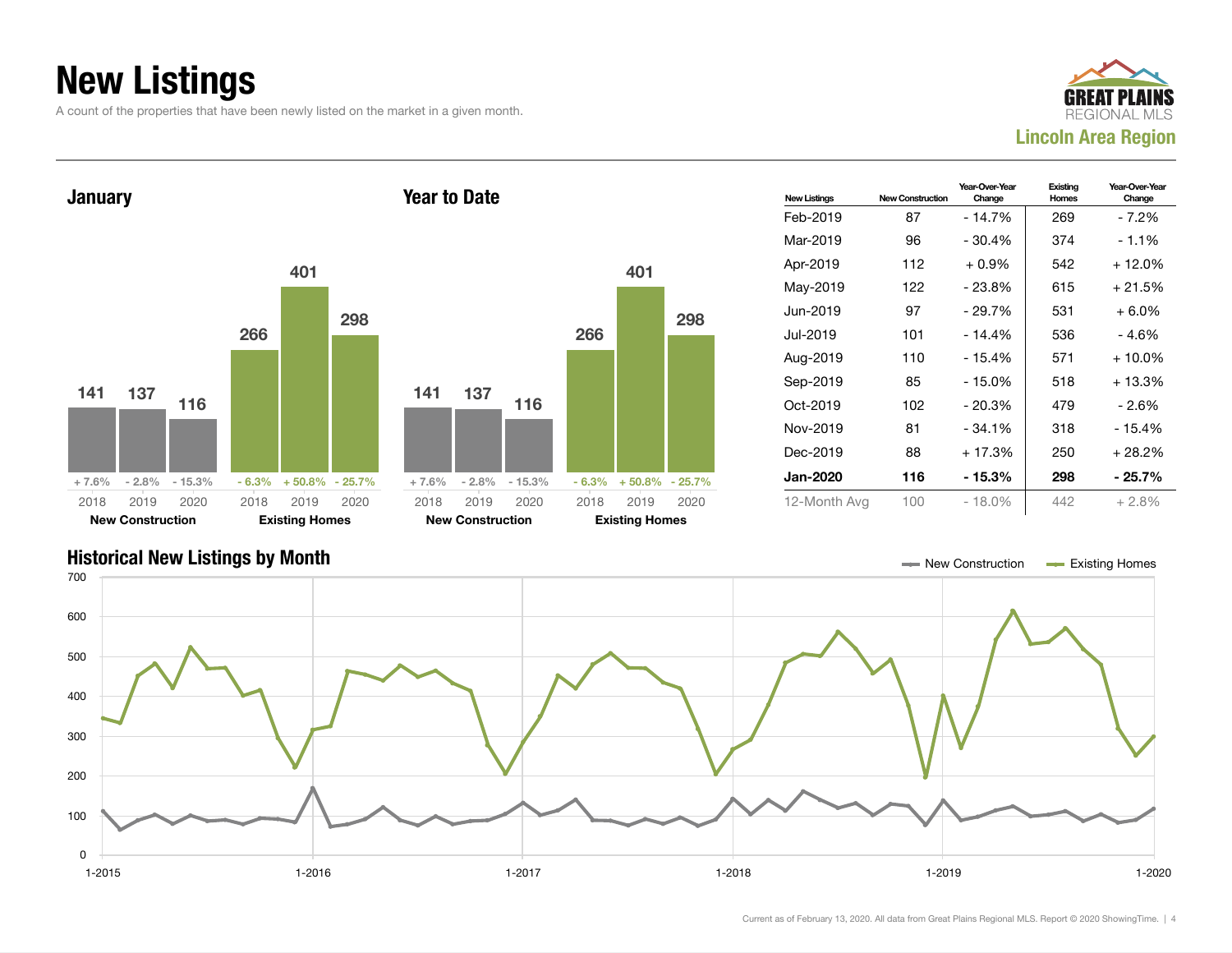# New Listings

A count of the properties that have been newly listed on the market in a given month.

GREAT PLAINS REGIONAL MLS
**Lincoln Area Region**

### January

| | 2018 | 2019 | 2020 |
|---|---|---|---|
| New Construction | 141 | 137 | 116 |
| Change | + 7.6% | - 2.8% | - 15.3% |
| Existing Homes | 266 | 401 | 298 |
| Change | - 6.3% | + 50.8% | - 25.7% |

### Year to Date

| | 2018 | 2019 | 2020 |
|---|---|---|---|
| New Construction | 141 | 137 | 116 |
| Change | + 7.6% | - 2.8% | - 15.3% |
| Existing Homes | 266 | 401 | 298 |
| Change | - 6.3% | + 50.8% | - 25.7% |

| New Listings | New Construction | Year-Over-Year Change | Existing Homes | Year-Over-Year Change |
|---|---|---|---|---|
| Feb-2019 | 87 | - 14.7% | 269 | - 7.2% |
| Mar-2019 | 96 | - 30.4% | 374 | - 1.1% |
| Apr-2019 | 112 | + 0.9% | 542 | + 12.0% |
| May-2019 | 122 | - 23.8% | 615 | + 21.5% |
| Jun-2019 | 97 | - 29.7% | 531 | + 6.0% |
| Jul-2019 | 101 | - 14.4% | 536 | - 4.6% |
| Aug-2019 | 110 | - 15.4% | 571 | + 10.0% |
| Sep-2019 | 85 | - 15.0% | 518 | + 13.3% |
| Oct-2019 | 102 | - 20.3% | 479 | - 2.6% |
| Nov-2019 | 81 | - 34.1% | 318 | - 15.4% |
| Dec-2019 | 88 | + 17.3% | 250 | + 28.2% |
| **Jan-2020** | **116** | **- 15.3%** | **298** | **- 25.7%** |
| 12-Month Avg | 100 | - 18.0% | 442 | + 2.8% |

### Historical New Listings by Month

New Construction — Existing Homes

Current as of February 13, 2020. All data from Great Plains Regional MLS. Report © 2020 ShowingTime.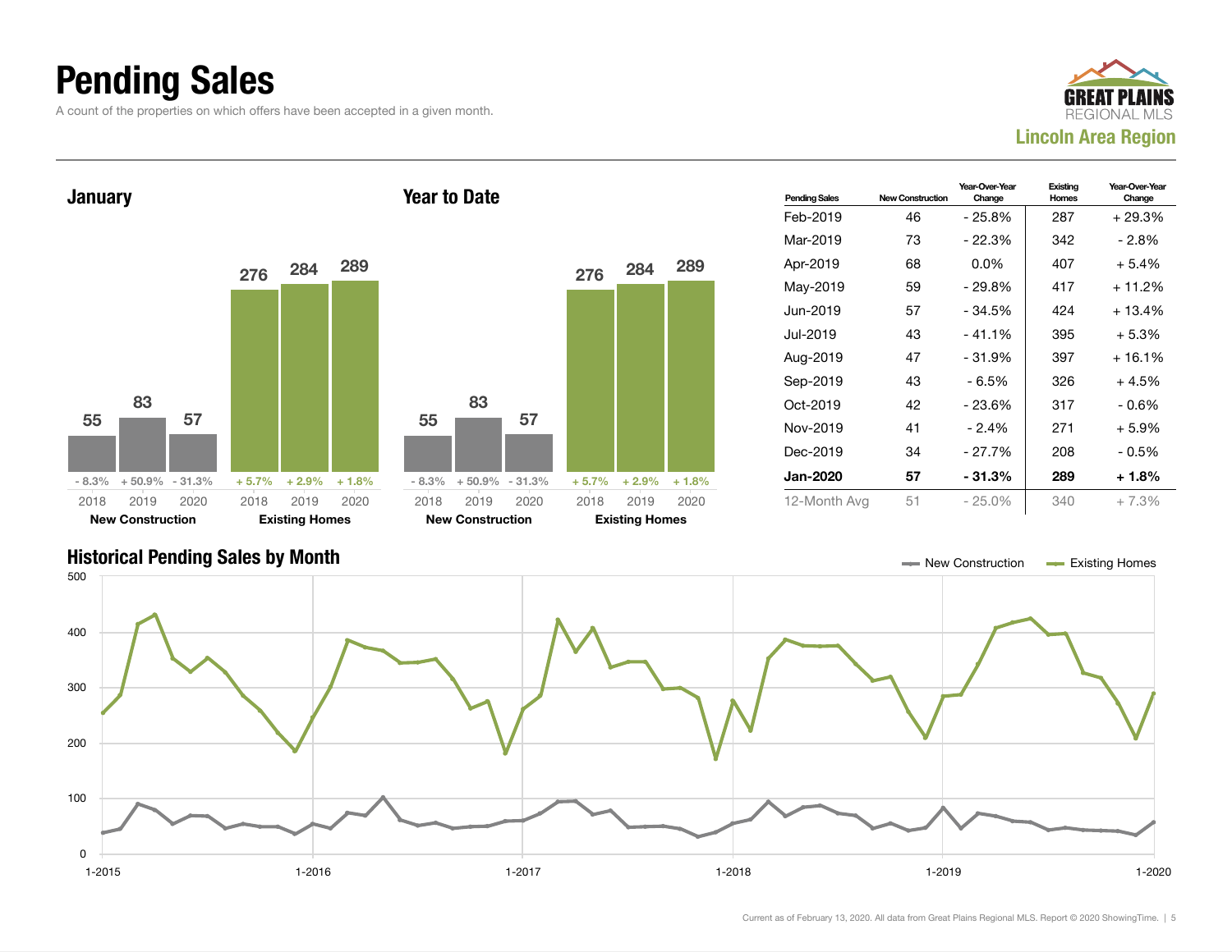# Pending Sales

A count of the properties on which offers have been accepted in a given month.

GREAT PLAINS REGIONAL MLS
**Lincoln Area Region**

## January

| | 2018 | 2019 | 2020 |
|---|---|---|---|
| New Construction | 55 | 83 | 57 |
| Change | - 8.3% | + 50.9% | - 31.3% |
| Existing Homes | 276 | 284 | 289 |
| Change | + 5.7% | + 2.9% | + 1.8% |

## Year to Date

| | 2018 | 2019 | 2020 |
|---|---|---|---|
| New Construction | 55 | 83 | 57 |
| Change | - 8.3% | + 50.9% | - 31.3% |
| Existing Homes | 276 | 284 | 289 |
| Change | + 5.7% | + 2.9% | + 1.8% |

| Pending Sales | New Construction | Year-Over-Year Change | Existing Homes | Year-Over-Year Change |
|---|---|---|---|---|
| Feb-2019 | 46 | - 25.8% | 287 | + 29.3% |
| Mar-2019 | 73 | - 22.3% | 342 | - 2.8% |
| Apr-2019 | 68 | 0.0% | 407 | + 5.4% |
| May-2019 | 59 | - 29.8% | 417 | + 11.2% |
| Jun-2019 | 57 | - 34.5% | 424 | + 13.4% |
| Jul-2019 | 43 | - 41.1% | 395 | + 5.3% |
| Aug-2019 | 47 | - 31.9% | 397 | + 16.1% |
| Sep-2019 | 43 | - 6.5% | 326 | + 4.5% |
| Oct-2019 | 42 | - 23.6% | 317 | - 0.6% |
| Nov-2019 | 41 | - 2.4% | 271 | + 5.9% |
| Dec-2019 | 34 | - 27.7% | 208 | - 0.5% |
| **Jan-2020** | **57** | **- 31.3%** | **289** | **+ 1.8%** |
| 12-Month Avg | 51 | - 25.0% | 340 | + 7.3% |

## Historical Pending Sales by Month

New Construction — Existing Homes

Current as of February 13, 2020. All data from Great Plains Regional MLS. Report © 2020 ShowingTime.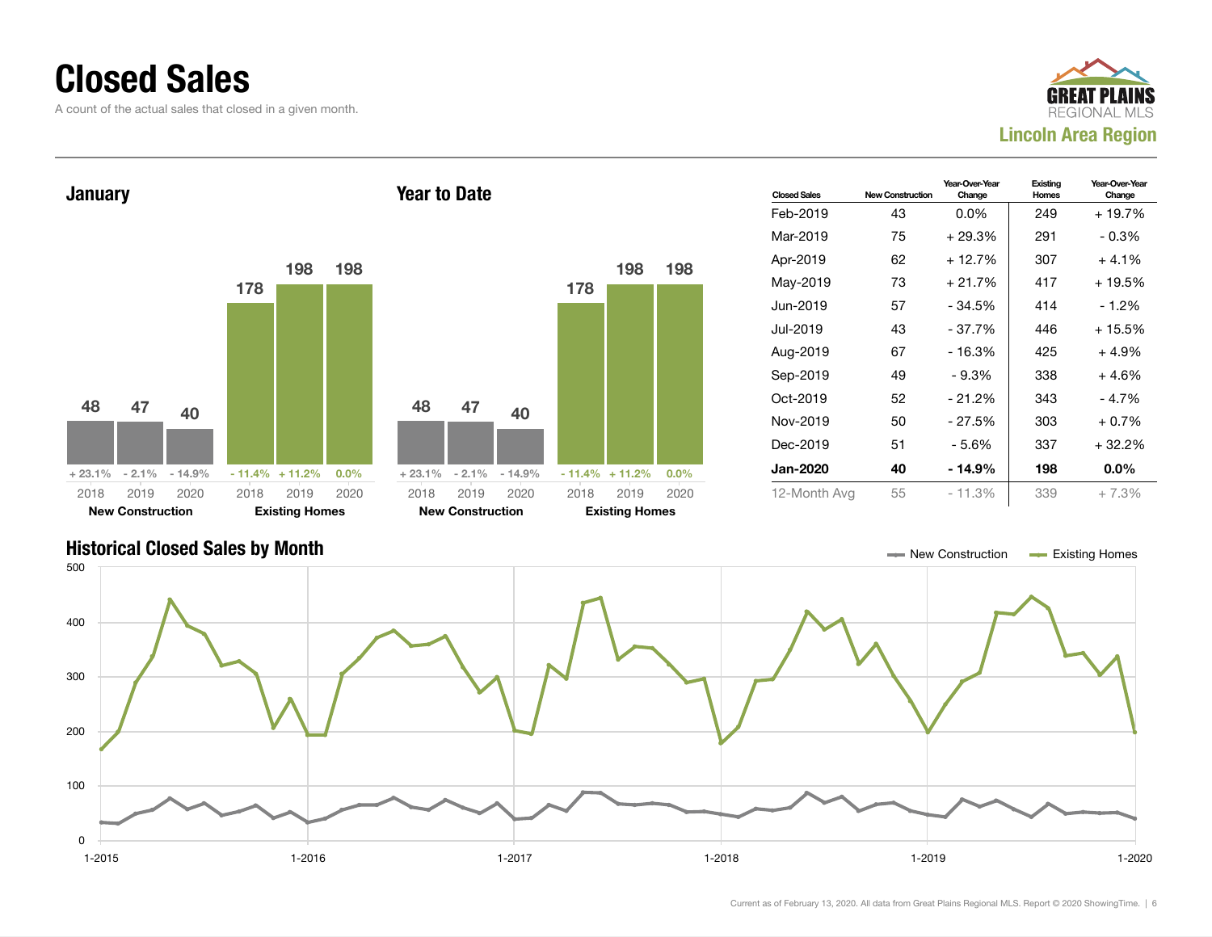# Closed Sales

A count of the actual sales that closed in a given month.

GREAT PLAINS REGIONAL MLS

**Lincoln Area Region**

## January

| | 2018 | 2019 | 2020 |
|---|---|---|---|
| New Construction | 48 | 47 | 40 |
| | + 23.1% | - 2.1% | - 14.9% |
| Existing Homes | 178 | 198 | 198 |
| | - 11.4% | + 11.2% | 0.0% |

## Year to Date

| | 2018 | 2019 | 2020 |
|---|---|---|---|
| New Construction | 48 | 47 | 40 |
| | + 23.1% | - 2.1% | - 14.9% |
| Existing Homes | 178 | 198 | 198 |
| | - 11.4% | + 11.2% | 0.0% |

| Closed Sales | New Construction | Year-Over-Year Change | Existing Homes | Year-Over-Year Change |
|---|---|---|---|---|
| Feb-2019 | 43 | 0.0% | 249 | + 19.7% |
| Mar-2019 | 75 | + 29.3% | 291 | - 0.3% |
| Apr-2019 | 62 | + 12.7% | 307 | + 4.1% |
| May-2019 | 73 | + 21.7% | 417 | + 19.5% |
| Jun-2019 | 57 | - 34.5% | 414 | - 1.2% |
| Jul-2019 | 43 | - 37.7% | 446 | + 15.5% |
| Aug-2019 | 67 | - 16.3% | 425 | + 4.9% |
| Sep-2019 | 49 | - 9.3% | 338 | + 4.6% |
| Oct-2019 | 52 | - 21.2% | 343 | - 4.7% |
| Nov-2019 | 50 | - 27.5% | 303 | + 0.7% |
| Dec-2019 | 51 | - 5.6% | 337 | + 32.2% |
| **Jan-2020** | **40** | **- 14.9%** | **198** | **0.0%** |
| 12-Month Avg | 55 | - 11.3% | 339 | + 7.3% |

## Historical Closed Sales by Month

New Construction — Existing Homes

Current as of February 13, 2020. All data from Great Plains Regional MLS. Report © 2020 ShowingTime.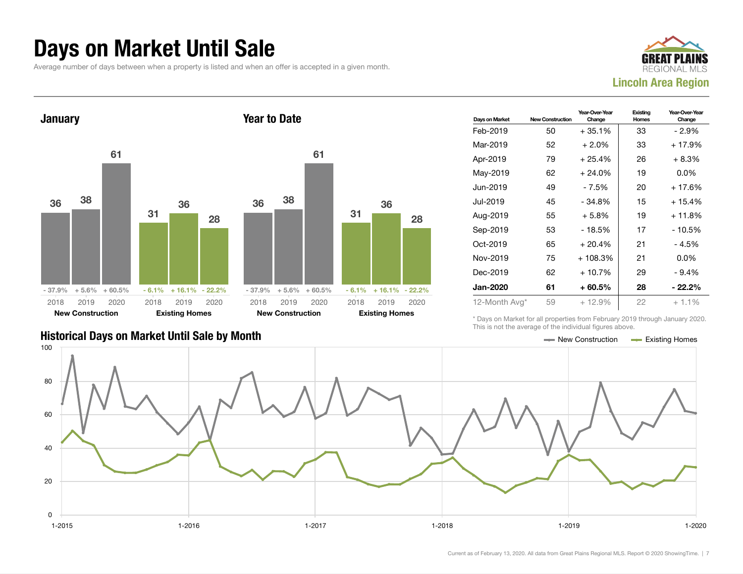# Days on Market Until Sale

Average number of days between when a property is listed and when an offer is accepted in a given month.

**GREAT PLAINS REGIONAL MLS**
**Lincoln Area Region**

## January

| | 2018 | 2019 | 2020 |
|---|---|---|---|
| New Construction | 36 | 38 | 61 |
| Change | - 37.9% | + 5.6% | + 60.5% |
| Existing Homes | 31 | 36 | 28 |
| Change | - 6.1% | + 16.1% | - 22.2% |

## Year to Date

| | 2018 | 2019 | 2020 |
|---|---|---|---|
| New Construction | 36 | 38 | 61 |
| Change | - 37.9% | + 5.6% | + 60.5% |
| Existing Homes | 31 | 36 | 28 |
| Change | - 6.1% | + 16.1% | - 22.2% |

| Days on Market | New Construction | Year-Over-Year Change | Existing Homes | Year-Over-Year Change |
|---|---|---|---|---|
| Feb-2019 | 50 | + 35.1% | 33 | - 2.9% |
| Mar-2019 | 52 | + 2.0% | 33 | + 17.9% |
| Apr-2019 | 79 | + 25.4% | 26 | + 8.3% |
| May-2019 | 62 | + 24.0% | 19 | 0.0% |
| Jun-2019 | 49 | - 7.5% | 20 | + 17.6% |
| Jul-2019 | 45 | - 34.8% | 15 | + 15.4% |
| Aug-2019 | 55 | + 5.8% | 19 | + 11.8% |
| Sep-2019 | 53 | - 18.5% | 17 | - 10.5% |
| Oct-2019 | 65 | + 20.4% | 21 | - 4.5% |
| Nov-2019 | 75 | + 108.3% | 21 | 0.0% |
| Dec-2019 | 62 | + 10.7% | 29 | - 9.4% |
| **Jan-2020** | **61** | **+ 60.5%** | **28** | **- 22.2%** |
| 12-Month Avg* | 59 | + 12.9% | 22 | + 1.1% |

\* Days on Market for all properties from February 2019 through January 2020. This is not the average of the individual figures above.

## Historical Days on Market Until Sale by Month

New Construction — Existing Homes

Current as of February 13, 2020. All data from Great Plains Regional MLS. Report © 2020 ShowingTime.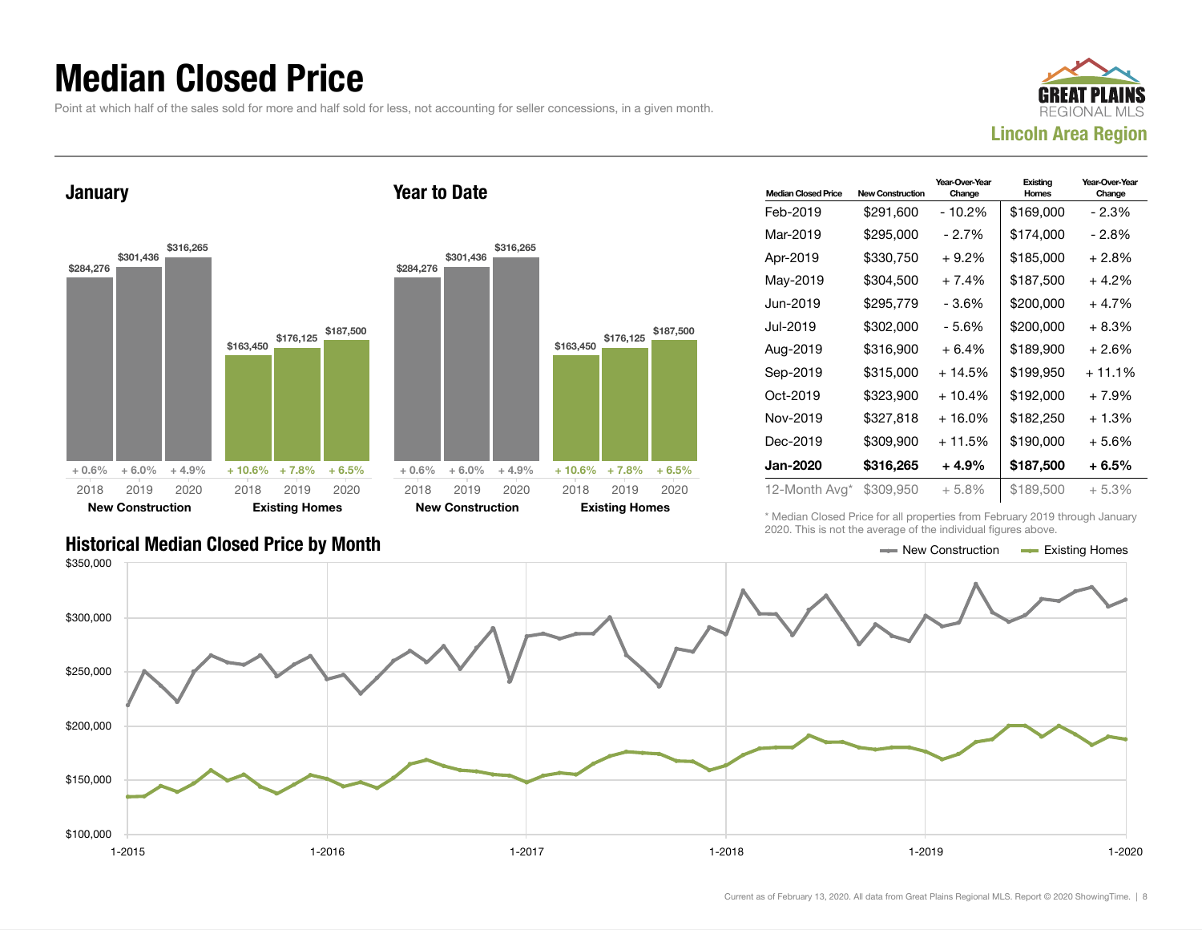# Median Closed Price

Point at which half of the sales sold for more and half sold for less, not accounting for seller concessions, in a given month.

**Lincoln Area Region**

### January

| | 2018 | 2019 | 2020 |
|---|---|---|---|
| New Construction | $284,276 (+ 0.6%) | $301,436 (+ 6.0%) | $316,265 (+ 4.9%) |
| Existing Homes | $163,450 (+ 10.6%) | $176,125 (+ 7.8%) | $187,500 (+ 6.5%) |

### Year to Date

| | 2018 | 2019 | 2020 |
|---|---|---|---|
| New Construction | $284,276 (+ 0.6%) | $301,436 (+ 6.0%) | $316,265 (+ 4.9%) |
| Existing Homes | $163,450 (+ 10.6%) | $176,125 (+ 7.8%) | $187,500 (+ 6.5%) |

| Median Closed Price | New Construction | Year-Over-Year Change | Existing Homes | Year-Over-Year Change |
|---|---|---|---|---|
| Feb-2019 | $291,600 | - 10.2% | $169,000 | - 2.3% |
| Mar-2019 | $295,000 | - 2.7% | $174,000 | - 2.8% |
| Apr-2019 | $330,750 | + 9.2% | $185,000 | + 2.8% |
| May-2019 | $304,500 | + 7.4% | $187,500 | + 4.2% |
| Jun-2019 | $295,779 | - 3.6% | $200,000 | + 4.7% |
| Jul-2019 | $302,000 | - 5.6% | $200,000 | + 8.3% |
| Aug-2019 | $316,900 | + 6.4% | $189,900 | + 2.6% |
| Sep-2019 | $315,000 | + 14.5% | $199,950 | + 11.1% |
| Oct-2019 | $323,900 | + 10.4% | $192,000 | + 7.9% |
| Nov-2019 | $327,818 | + 16.0% | $182,250 | + 1.3% |
| Dec-2019 | $309,900 | + 11.5% | $190,000 | + 5.6% |
| **Jan-2020** | **$316,265** | **+ 4.9%** | **$187,500** | **+ 6.5%** |
| 12-Month Avg* | $309,950 | + 5.8% | $189,500 | + 5.3% |

\* Median Closed Price for all properties from February 2019 through January 2020. This is not the average of the individual figures above.

### Historical Median Closed Price by Month

New Construction — Existing Homes

$350,000 / $300,000 / $250,000 / $200,000 / $150,000 / $100,000

1-2015 / 1-2016 / 1-2017 / 1-2018 / 1-2019 / 1-2020

Current as of February 13, 2020. All data from Great Plains Regional MLS. Report © 2020 ShowingTime.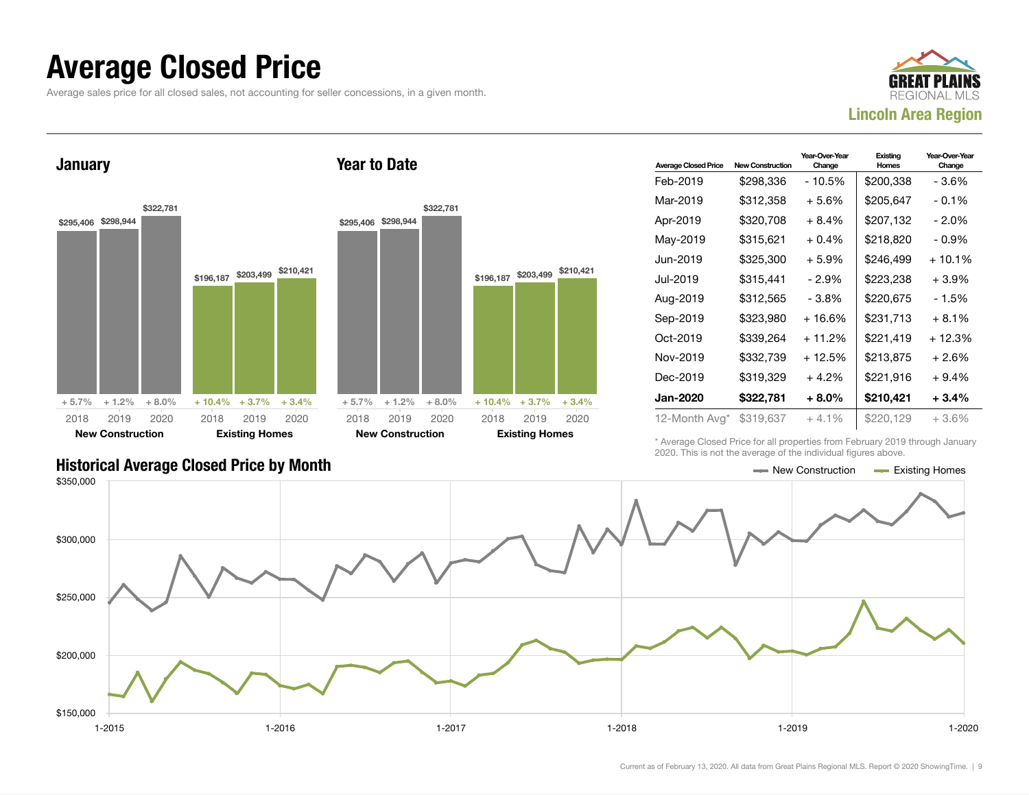# Average Closed Price

Average sales price for all closed sales, not accounting for seller concessions, in a given month.

**GREAT PLAINS REGIONAL MLS**
**Lincoln Area Region**

## January

| | 2018 | 2019 | 2020 |
|---|---|---|---|
| **New Construction** | $295,406 | $298,944 | $322,781 |
| | + 5.7% | + 1.2% | + 8.0% |
| **Existing Homes** | $196,187 | $203,499 | $210,421 |
| | + 10.4% | + 3.7% | + 3.4% |

## Year to Date

| | 2018 | 2019 | 2020 |
|---|---|---|---|
| **New Construction** | $295,406 | $298,944 | $322,781 |
| | + 5.7% | + 1.2% | + 8.0% |
| **Existing Homes** | $196,187 | $203,499 | $210,421 |
| | + 10.4% | + 3.7% | + 3.4% |

| Average Closed Price | New Construction | Year-Over-Year Change | Existing Homes | Year-Over-Year Change |
|---|---|---|---|---|
| Feb-2019 | $298,336 | - 10.5% | $200,338 | - 3.6% |
| Mar-2019 | $312,358 | + 5.6% | $205,647 | - 0.1% |
| Apr-2019 | $320,708 | + 8.4% | $207,132 | - 2.0% |
| May-2019 | $315,621 | + 0.4% | $218,820 | - 0.9% |
| Jun-2019 | $325,300 | + 5.9% | $246,499 | + 10.1% |
| Jul-2019 | $315,441 | - 2.9% | $223,238 | + 3.9% |
| Aug-2019 | $312,565 | - 3.8% | $220,675 | - 1.5% |
| Sep-2019 | $323,980 | + 16.6% | $231,713 | + 8.1% |
| Oct-2019 | $339,264 | + 11.2% | $221,419 | + 12.3% |
| Nov-2019 | $332,739 | + 12.5% | $213,875 | + 2.6% |
| Dec-2019 | $319,329 | + 4.2% | $221,916 | + 9.4% |
| **Jan-2020** | **$322,781** | **+ 8.0%** | **$210,421** | **+ 3.4%** |
| 12-Month Avg* | $319,637 | + 4.1% | $220,129 | + 3.6% |

\* Average Closed Price for all properties from February 2019 through January 2020. This is not the average of the individual figures above.

## Historical Average Closed Price by Month

New Construction — Existing Homes

$350,000 · $300,000 · $250,000 · $200,000 · $150,000

1-2015 · 1-2016 · 1-2017 · 1-2018 · 1-2019 · 1-2020

Current as of February 13, 2020. All data from Great Plains Regional MLS. Report © 2020 ShowingTime.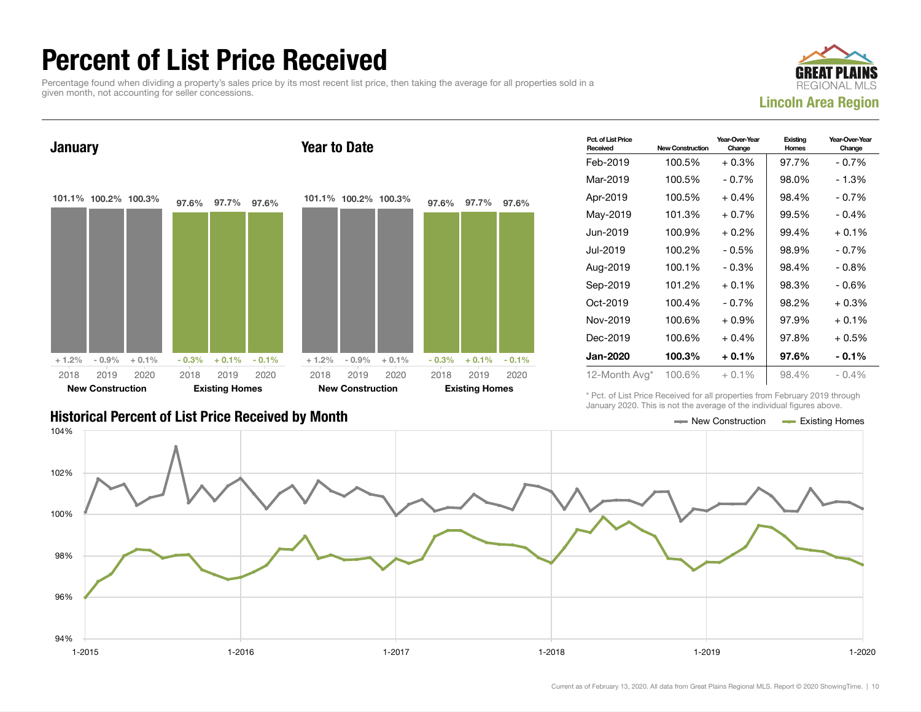# Percent of List Price Received

Percentage found when dividing a property's sales price by its most recent list price, then taking the average for all properties sold in a given month, not accounting for seller concessions.

**GREAT PLAINS REGIONAL MLS**

**Lincoln Area Region**

## January

| | 2018 | 2019 | 2020 |
|---|---|---|---|
| New Construction | 101.1% | 100.2% | 100.3% |
| Change | + 1.2% | - 0.9% | + 0.1% |
| Existing Homes | 97.6% | 97.7% | 97.6% |
| Change | - 0.3% | + 0.1% | - 0.1% |

## Year to Date

| | 2018 | 2019 | 2020 |
|---|---|---|---|
| New Construction | 101.1% | 100.2% | 100.3% |
| Change | + 1.2% | - 0.9% | + 0.1% |
| Existing Homes | 97.6% | 97.7% | 97.6% |
| Change | - 0.3% | + 0.1% | - 0.1% |

| Pct. of List Price Received | New Construction | Year-Over-Year Change | Existing Homes | Year-Over-Year Change |
|---|---|---|---|---|
| Feb-2019 | 100.5% | + 0.3% | 97.7% | - 0.7% |
| Mar-2019 | 100.5% | - 0.7% | 98.0% | - 1.3% |
| Apr-2019 | 100.5% | + 0.4% | 98.4% | - 0.7% |
| May-2019 | 101.3% | + 0.7% | 99.5% | - 0.4% |
| Jun-2019 | 100.9% | + 0.2% | 99.4% | + 0.1% |
| Jul-2019 | 100.2% | - 0.5% | 98.9% | - 0.7% |
| Aug-2019 | 100.1% | - 0.3% | 98.4% | - 0.8% |
| Sep-2019 | 101.2% | + 0.1% | 98.3% | - 0.6% |
| Oct-2019 | 100.4% | - 0.7% | 98.2% | + 0.3% |
| Nov-2019 | 100.6% | + 0.9% | 97.9% | + 0.1% |
| Dec-2019 | 100.6% | + 0.4% | 97.8% | + 0.5% |
| **Jan-2020** | **100.3%** | **+ 0.1%** | **97.6%** | **- 0.1%** |
| 12-Month Avg* | 100.6% | + 0.1% | 98.4% | - 0.4% |

\* Pct. of List Price Received for all properties from February 2019 through January 2020. This is not the average of the individual figures above.

## Historical Percent of List Price Received by Month

New Construction — Existing Homes

Current as of February 13, 2020. All data from Great Plains Regional MLS. Report © 2020 ShowingTime.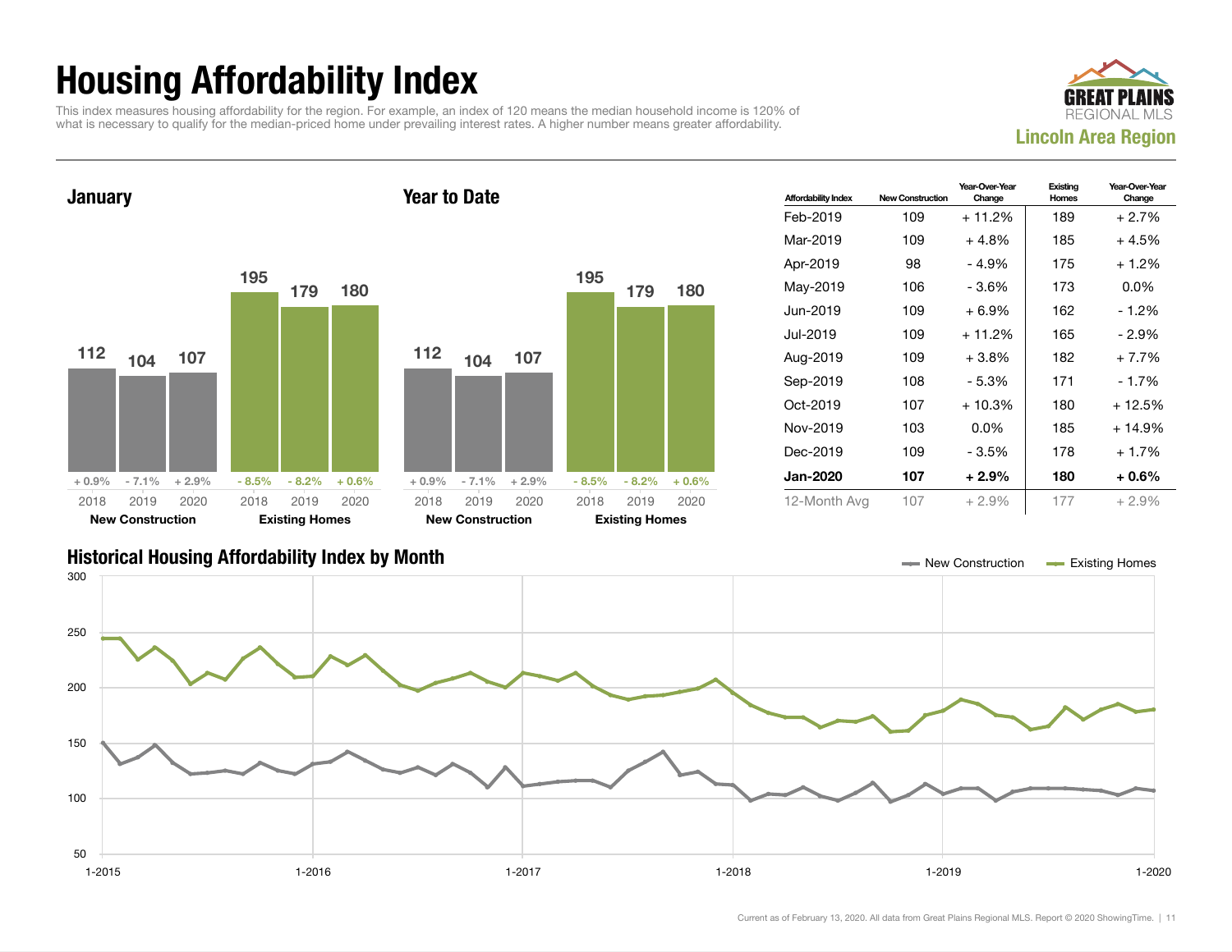# Housing Affordability Index

This index measures housing affordability for the region. For example, an index of 120 means the median household income is 120% of what is necessary to qualify for the median-priced home under prevailing interest rates. A higher number means greater affordability.

**GREAT PLAINS REGIONAL MLS**
**Lincoln Area Region**

## January

| | New Construction | | | Existing Homes | | |
|---|---|---|---|---|---|---|
| | 2018 | 2019 | 2020 | 2018 | 2019 | 2020 |
| Index | 112 | 104 | 107 | 195 | 179 | 180 |
| Change | + 0.9% | - 7.1% | + 2.9% | - 8.5% | - 8.2% | + 0.6% |

## Year to Date

| | New Construction | | | Existing Homes | | |
|---|---|---|---|---|---|---|
| | 2018 | 2019 | 2020 | 2018 | 2019 | 2020 |
| Index | 112 | 104 | 107 | 195 | 179 | 180 |
| Change | + 0.9% | - 7.1% | + 2.9% | - 8.5% | - 8.2% | + 0.6% |

| Affordability Index | New Construction | Year-Over-Year Change | Existing Homes | Year-Over-Year Change |
|---|---|---|---|---|
| Feb-2019 | 109 | + 11.2% | 189 | + 2.7% |
| Mar-2019 | 109 | + 4.8% | 185 | + 4.5% |
| Apr-2019 | 98 | - 4.9% | 175 | + 1.2% |
| May-2019 | 106 | - 3.6% | 173 | 0.0% |
| Jun-2019 | 109 | + 6.9% | 162 | - 1.2% |
| Jul-2019 | 109 | + 11.2% | 165 | - 2.9% |
| Aug-2019 | 109 | + 3.8% | 182 | + 7.7% |
| Sep-2019 | 108 | - 5.3% | 171 | - 1.7% |
| Oct-2019 | 107 | + 10.3% | 180 | + 12.5% |
| Nov-2019 | 103 | 0.0% | 185 | + 14.9% |
| Dec-2019 | 109 | - 3.5% | 178 | + 1.7% |
| **Jan-2020** | **107** | **+ 2.9%** | **180** | **+ 0.6%** |
| 12-Month Avg | 107 | + 2.9% | 177 | + 2.9% |

## Historical Housing Affordability Index by Month

New Construction — Existing Homes

Current as of February 13, 2020. All data from Great Plains Regional MLS. Report © 2020 ShowingTime.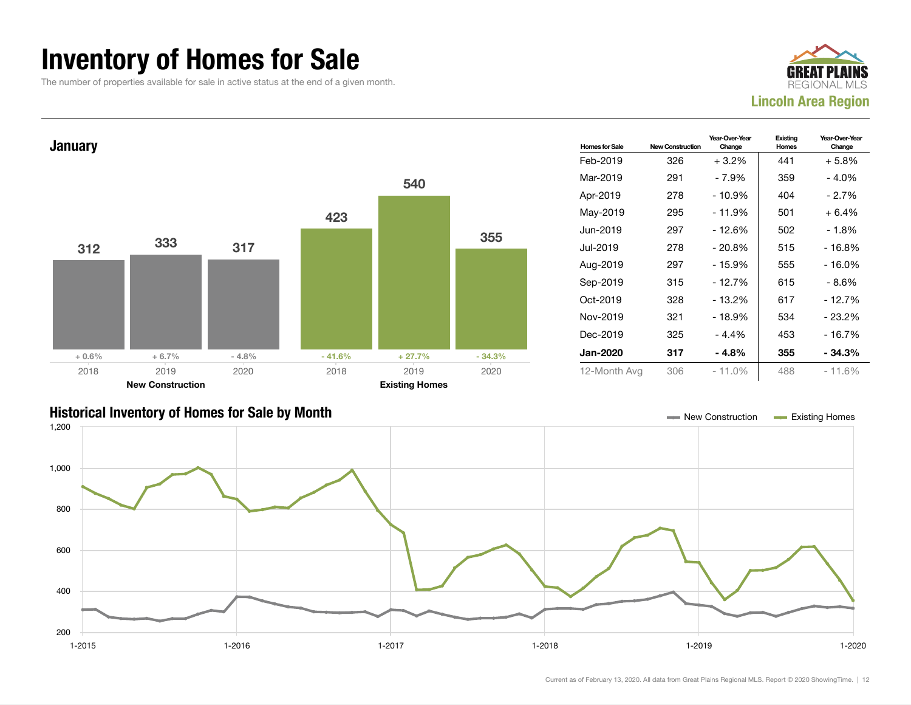# Inventory of Homes for Sale

The number of properties available for sale in active status at the end of a given month.

**GREAT PLAINS REGIONAL MLS**
**Lincoln Area Region**

## January

| | 2018 | 2019 | 2020 |
|---|---|---|---|
| **New Construction** | 312 | 333 | 317 |
| Change | + 0.6% | + 6.7% | - 4.8% |
| **Existing Homes** | 423 | 540 | 355 |
| Change | - 41.6% | + 27.7% | - 34.3% |

| Homes for Sale | New Construction | Year-Over-Year Change | Existing Homes | Year-Over-Year Change |
|---|---|---|---|---|
| Feb-2019 | 326 | + 3.2% | 441 | + 5.8% |
| Mar-2019 | 291 | - 7.9% | 359 | - 4.0% |
| Apr-2019 | 278 | - 10.9% | 404 | - 2.7% |
| May-2019 | 295 | - 11.9% | 501 | + 6.4% |
| Jun-2019 | 297 | - 12.6% | 502 | - 1.8% |
| Jul-2019 | 278 | - 20.8% | 515 | - 16.8% |
| Aug-2019 | 297 | - 15.9% | 555 | - 16.0% |
| Sep-2019 | 315 | - 12.7% | 615 | - 8.6% |
| Oct-2019 | 328 | - 13.2% | 617 | - 12.7% |
| Nov-2019 | 321 | - 18.9% | 534 | - 23.2% |
| Dec-2019 | 325 | - 4.4% | 453 | - 16.7% |
| **Jan-2020** | **317** | **- 4.8%** | **355** | **- 34.3%** |
| 12-Month Avg | 306 | - 11.0% | 488 | - 11.6% |

## Historical Inventory of Homes for Sale by Month

New Construction — Existing Homes

Current as of February 13, 2020. All data from Great Plains Regional MLS. Report © 2020 ShowingTime.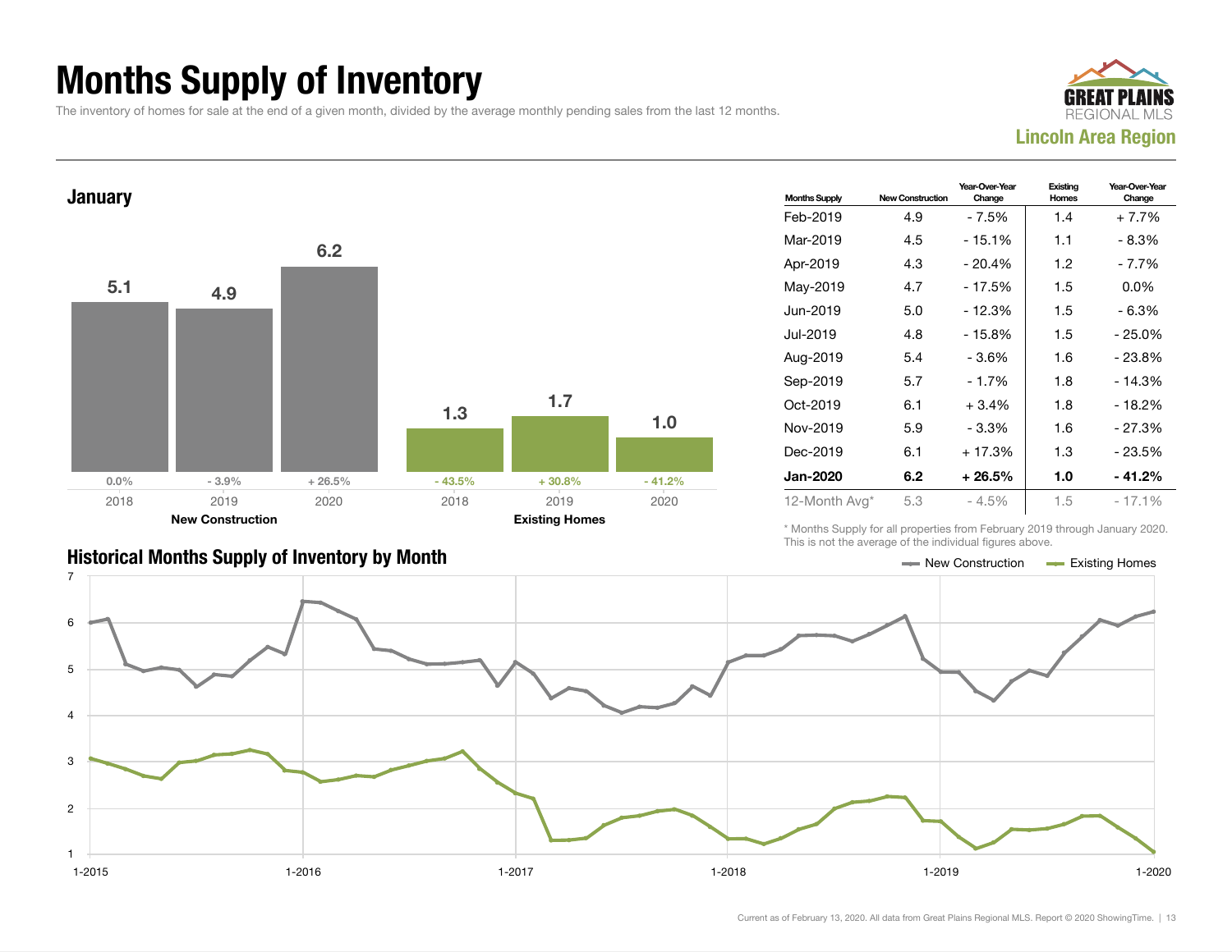# Months Supply of Inventory

The inventory of homes for sale at the end of a given month, divided by the average monthly pending sales from the last 12 months.

**GREAT PLAINS REGIONAL MLS**
**Lincoln Area Region**

## January

| | 2018 | 2019 | 2020 |
|---|---|---|---|
| New Construction | 5.1 | 4.9 | 6.2 |
| Change | 0.0% | - 3.9% | + 26.5% |
| Existing Homes | 1.3 | 1.7 | 1.0 |
| Change | - 43.5% | + 30.8% | - 41.2% |

| Months Supply | New Construction | Year-Over-Year Change | Existing Homes | Year-Over-Year Change |
|---|---|---|---|---|
| Feb-2019 | 4.9 | - 7.5% | 1.4 | + 7.7% |
| Mar-2019 | 4.5 | - 15.1% | 1.1 | - 8.3% |
| Apr-2019 | 4.3 | - 20.4% | 1.2 | - 7.7% |
| May-2019 | 4.7 | - 17.5% | 1.5 | 0.0% |
| Jun-2019 | 5.0 | - 12.3% | 1.5 | - 6.3% |
| Jul-2019 | 4.8 | - 15.8% | 1.5 | - 25.0% |
| Aug-2019 | 5.4 | - 3.6% | 1.6 | - 23.8% |
| Sep-2019 | 5.7 | - 1.7% | 1.8 | - 14.3% |
| Oct-2019 | 6.1 | + 3.4% | 1.8 | - 18.2% |
| Nov-2019 | 5.9 | - 3.3% | 1.6 | - 27.3% |
| Dec-2019 | 6.1 | + 17.3% | 1.3 | - 23.5% |
| **Jan-2020** | **6.2** | **+ 26.5%** | **1.0** | **- 41.2%** |
| 12-Month Avg* | 5.3 | - 4.5% | 1.5 | - 17.1% |

\* Months Supply for all properties from February 2019 through January 2020. This is not the average of the individual figures above.

## Historical Months Supply of Inventory by Month

New Construction | Existing Homes

Current as of February 13, 2020. All data from Great Plains Regional MLS. Report © 2020 ShowingTime.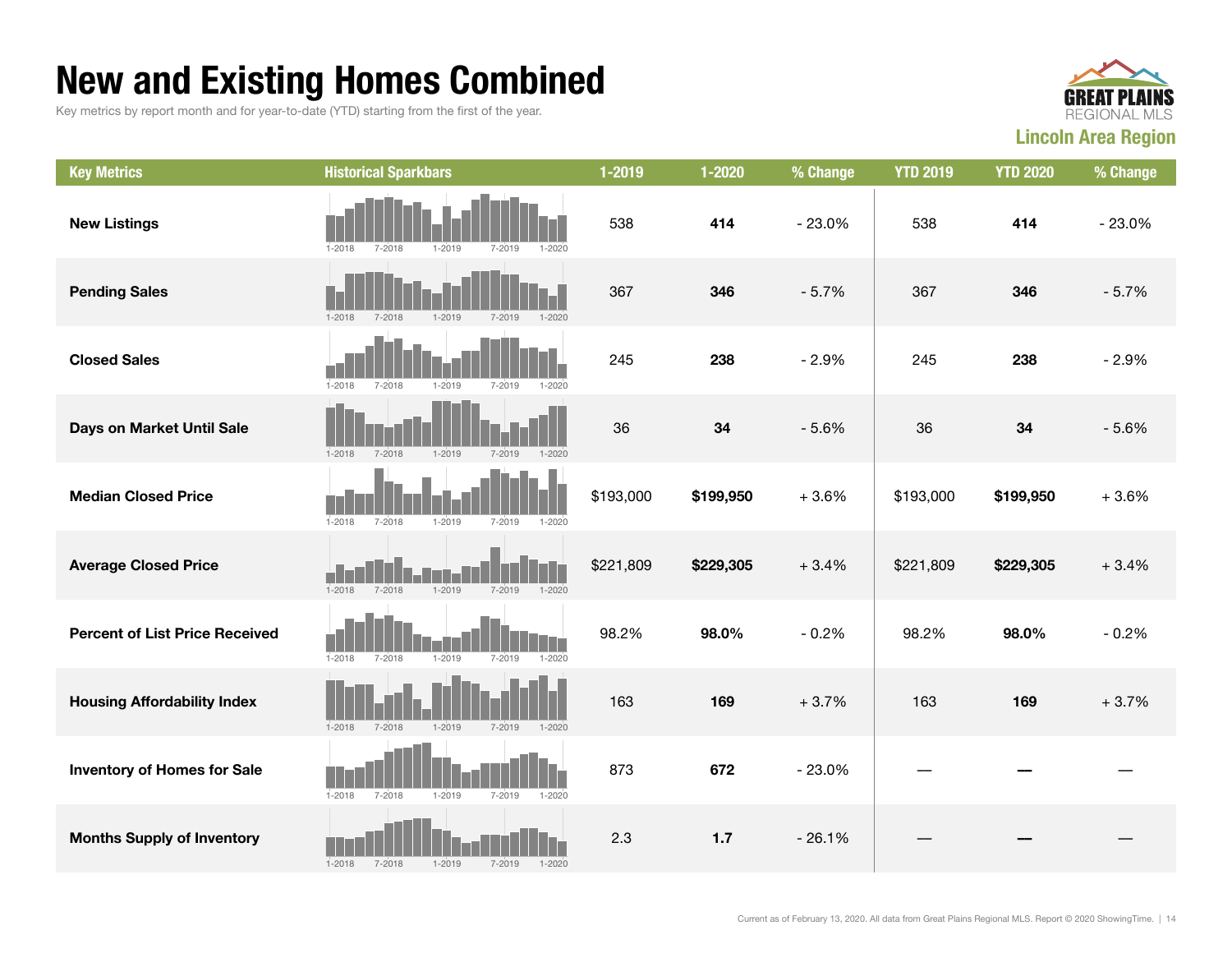# New and Existing Homes Combined

Key metrics by report month and for year-to-date (YTD) starting from the first of the year.

GREAT PLAINS REGIONAL MLS

**Lincoln Area Region**

| Key Metrics | Historical Sparkbars | 1-2019 | 1-2020 | % Change | YTD 2019 | YTD 2020 | % Change |
|---|---|---|---|---|---|---|---|
| **New Listings** | 1-2018 7-2018 1-2019 7-2019 1-2020 | 538 | **414** | - 23.0% | 538 | **414** | - 23.0% |
| **Pending Sales** | 1-2018 7-2018 1-2019 7-2019 1-2020 | 367 | **346** | - 5.7% | 367 | **346** | - 5.7% |
| **Closed Sales** | 1-2018 7-2018 1-2019 7-2019 1-2020 | 245 | **238** | - 2.9% | 245 | **238** | - 2.9% |
| **Days on Market Until Sale** | 1-2018 7-2018 1-2019 7-2019 1-2020 | 36 | **34** | - 5.6% | 36 | **34** | - 5.6% |
| **Median Closed Price** | 1-2018 7-2018 1-2019 7-2019 1-2020 | $193,000 | **$199,950** | + 3.6% | $193,000 | **$199,950** | + 3.6% |
| **Average Closed Price** | 1-2018 7-2018 1-2019 7-2019 1-2020 | $221,809 | **$229,305** | + 3.4% | $221,809 | **$229,305** | + 3.4% |
| **Percent of List Price Received** | 1-2018 7-2018 1-2019 7-2019 1-2020 | 98.2% | **98.0%** | - 0.2% | 98.2% | **98.0%** | - 0.2% |
| **Housing Affordability Index** | 1-2018 7-2018 1-2019 7-2019 1-2020 | 163 | **169** | + 3.7% | 163 | **169** | + 3.7% |
| **Inventory of Homes for Sale** | 1-2018 7-2018 1-2019 7-2019 1-2020 | 873 | **672** | - 23.0% | — | **—** | — |
| **Months Supply of Inventory** | 1-2018 7-2018 1-2019 7-2019 1-2020 | 2.3 | **1.7** | - 26.1% | — | **—** | — |

Current as of February 13, 2020. All data from Great Plains Regional MLS. Report © 2020 ShowingTime.